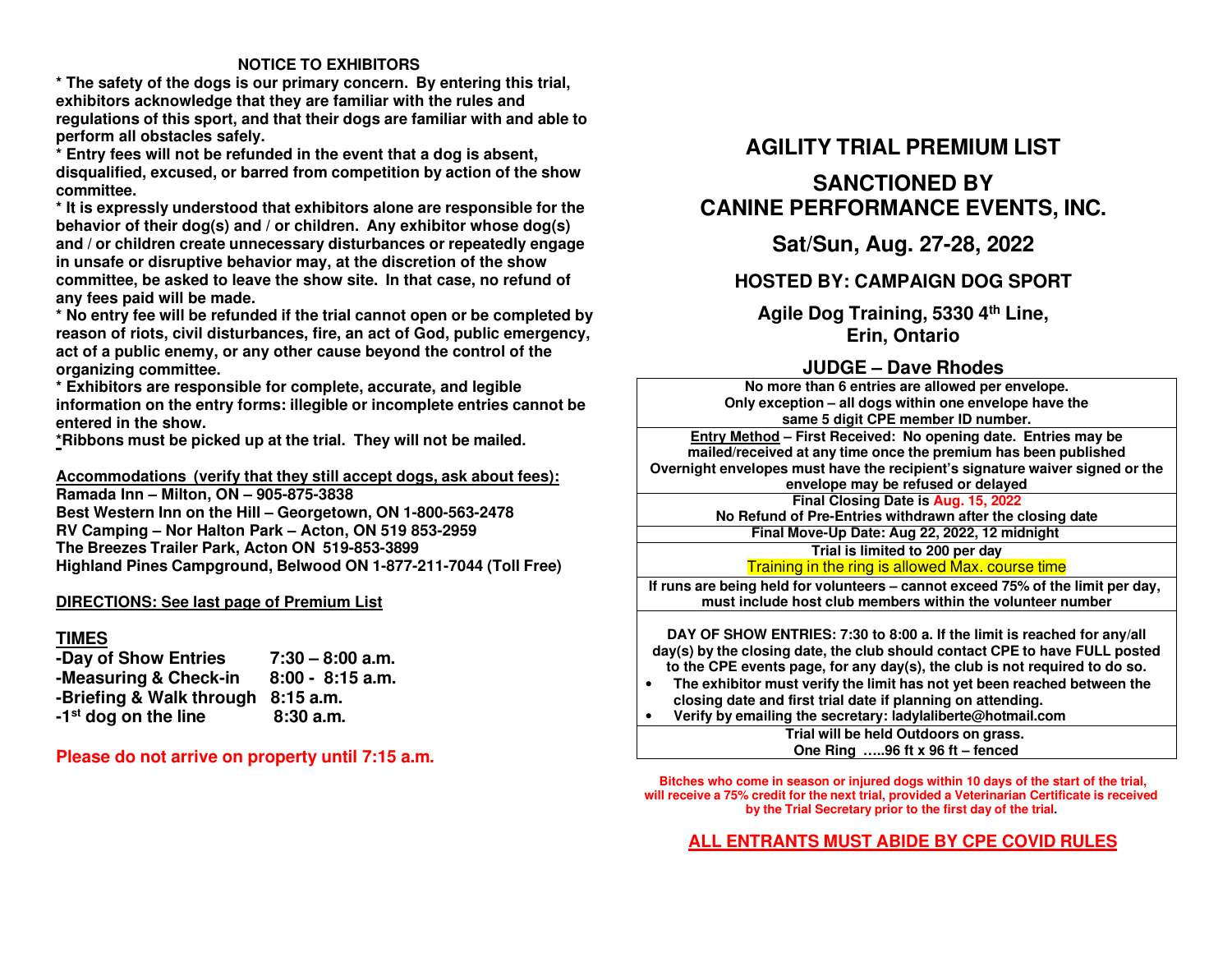## NOTICE TO EXHIBITORS

**\* The safety of the dogs is our primary concern. By entering this trial, exhibitors acknowledge that they are familiar with the rules and regulations of this sport, and that their dogs are familiar with and able to perform all obstacles safely.**

**\* Entry fees will not be refunded in the event that a dog is absent, disqualified, excused, or barred from competition by action of the show committee.**

**\* It is expressly understood that exhibitors alone are responsible for the behavior of their dog(s) and / or children. Any exhibitor whose dog(s) and / or children create unnecessary disturbances or repeatedly engage in unsafe or disruptive behavior may, at the discretion of the show committee, be asked to leave the show site. In that case, no refund of any fees paid will be made.**

**\* No entry fee will be refunded if the trial cannot open or be completed by reason of riots, civil disturbances, fire, an act of God, public emergency, act of a public enemy, or any other cause beyond the control of the organizing committee.**

**\* Exhibitors are responsible for complete, accurate, and legible information on the entry forms: illegible or incomplete entries cannot be entered in the show.**

**\*Ribbons must be picked up at the trial. They will not be mailed.**

**Accommodations (verify that they still accept dogs, ask about fees):**

**Ramada Inn – Milton, ON – 905-875-3838**
**Best Western Inn on the Hill – Georgetown, ON 1-800-563-2478**
**RV Camping – Nor Halton Park – Acton, ON 519 853-2959**
**The Breezes Trailer Park, Acton ON 519-853-3899**
**Highland Pines Campground, Belwood ON 1-877-211-7044 (Toll Free)**

**DIRECTIONS: See last page of Premium List**

### TIMES

| | |
|---|---|
| -Day of Show Entries | 7:30 – 8:00 a.m. |
| -Measuring & Check-in | 8:00 - 8:15 a.m. |
| -Briefing & Walk through | 8:15 a.m. |
| -1st dog on the line | 8:30 a.m. |

**Please do not arrive on property until 7:15 a.m.**

# AGILITY TRIAL PREMIUM LIST

## SANCTIONED BY CANINE PERFORMANCE EVENTS, INC.

## Sat/Sun, Aug. 27-28, 2022

### HOSTED BY: CAMPAIGN DOG SPORT

**Agile Dog Training, 5330 4th Line, Erin, Ontario**

### JUDGE – Dave Rhodes

**No more than 6 entries are allowed per envelope. Only exception – all dogs within one envelope have the same 5 digit CPE member ID number.**

**Entry Method – First Received: No opening date. Entries may be mailed/received at any time once the premium has been published. Overnight envelopes must have the recipient's signature waiver signed or the envelope may be refused or delayed**

**Final Closing Date is Aug. 15, 2022**
**No Refund of Pre-Entries withdrawn after the closing date**

**Final Move-Up Date: Aug 22, 2022, 12 midnight**

**Trial is limited to 200 per day**
Training in the ring is allowed Max. course time

**If runs are being held for volunteers – cannot exceed 75% of the limit per day, must include host club members within the volunteer number**

**DAY OF SHOW ENTRIES: 7:30 to 8:00 a. If the limit is reached for any/all day(s) by the closing date, the club should contact CPE to have FULL posted to the CPE events page, for any day(s), the club is not required to do so.**

- **The exhibitor must verify the limit has not yet been reached between the closing date and first trial date if planning on attending.**
- **Verify by emailing the secretary: ladylaliberte@hotmail.com**

**Trial will be held Outdoors on grass.**
**One Ring …..96 ft x 96 ft – fenced**

**Bitches who come in season or injured dogs within 10 days of the start of the trial, will receive a 75% credit for the next trial, provided a Veterinarian Certificate is received by the Trial Secretary prior to the first day of the trial.**

**ALL ENTRANTS MUST ABIDE BY CPE COVID RULES**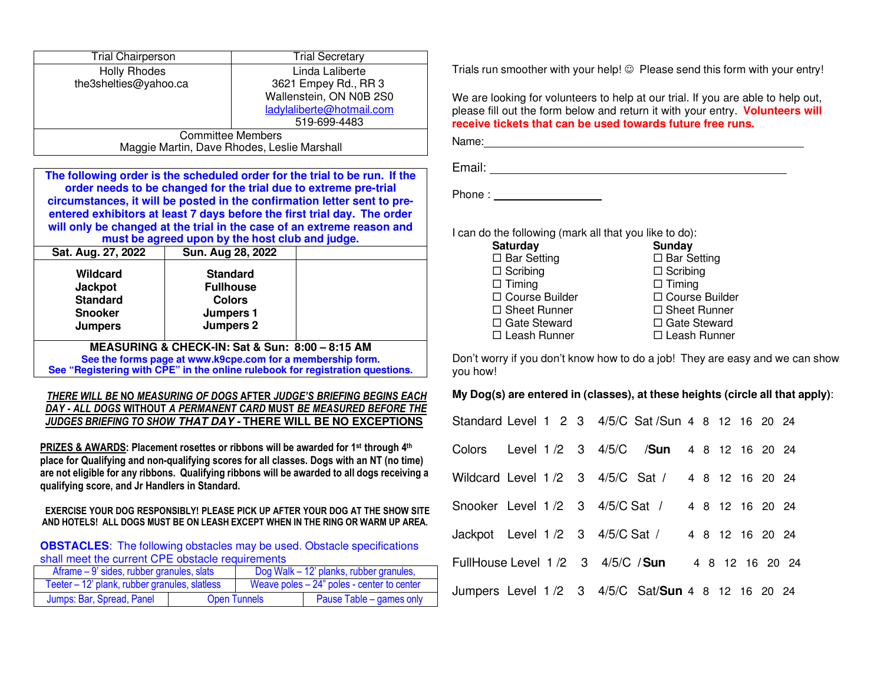| Trial Chairperson | Trial Secretary |
|---|---|
| Holly Rhodes<br>the3shelties@yahoo.ca | Linda Laliberte<br>3621 Empey Rd., RR 3<br>Wallenstein, ON N0B 2S0<br>ladylaliberte@hotmail.com<br>519-699-4483 |
| Committee Members<br>Maggie Martin, Dave Rhodes, Leslie Marshall | |

**The following order is the scheduled order for the trial to be run. If the order needs to be changed for the trial due to extreme pre-trial circumstances, it will be posted in the confirmation letter sent to pre-entered exhibitors at least 7 days before the first trial day. The order will only be changed at the trial in the case of an extreme reason and must be agreed upon by the host club and judge.**

| Sat. Aug. 27, 2022 | Sun. Aug 28, 2022 | |
|---|---|---|
| **Wildcard**<br>**Jackpot**<br>**Standard**<br>**Snooker**<br>**Jumpers** | **Standard**<br>**Fullhouse**<br>**Colors**<br>**Jumpers 1**<br>**Jumpers 2** | |

**MEASURING & CHECK-IN: Sat & Sun: 8:00 – 8:15 AM**

**See the forms page at www.k9cpe.com for a membership form.**
**See "Registering with CPE" in the online rulebook for registration questions.**

***THERE WILL BE* NO *MEASURING OF DOGS* AFTER *JUDGE'S BRIEFING BEGINS EACH DAY - ALL DOGS* WITHOUT *A PERMANENT CARD* MUST *BE MEASURED BEFORE THE JUDGES BRIEFING TO SHOW THAT DAY* - THERE WILL BE NO EXCEPTIONS**

**PRIZES & AWARDS: Placement rosettes or ribbons will be awarded for 1st through 4th place for Qualifying and non-qualifying scores for all classes. Dogs with an NT (no time) are not eligible for any ribbons. Qualifying ribbons will be awarded to all dogs receiving a qualifying score, and Jr Handlers in Standard.**

**EXERCISE YOUR DOG RESPONSIBLY! PLEASE PICK UP AFTER YOUR DOG AT THE SHOW SITE AND HOTELS! ALL DOGS MUST BE ON LEASH EXCEPT WHEN IN THE RING OR WARM UP AREA.**

**OBSTACLES**: The following obstacles may be used. Obstacle specifications shall meet the current CPE obstacle requirements

| Aframe – 9' sides, rubber granules, slats | | Dog Walk – 12' planks, rubber granules, |
|---|---|---|
| Teeter – 12' plank, rubber granules, slatless | | Weave poles – 24" poles - center to center |
| Jumps: Bar, Spread, Panel | Open Tunnels | Pause Table – games only |

Trials run smoother with your help! ☺ Please send this form with your entry!

We are looking for volunteers to help at our trial. If you are able to help out, please fill out the form below and return it with your entry. **Volunteers will receive tickets that can be used towards future free runs.**

Name:______________________________________________

Email: ______________________________________________

Phone : ________________

I can do the following (mark all that you like to do):

| **Saturday** | **Sunday** |
|---|---|
| ☐ Bar Setting | ☐ Bar Setting |
| ☐ Scribing | ☐ Scribing |
| ☐ Timing | ☐ Timing |
| ☐ Course Builder | ☐ Course Builder |
| ☐ Sheet Runner | ☐ Sheet Runner |
| ☐ Gate Steward | ☐ Gate Steward |
| ☐ Leash Runner | ☐ Leash Runner |

Don't worry if you don't know how to do a job! They are easy and we can show you how!

**My Dog(s) are entered in (classes), at these heights (circle all that apply)**:

Standard Level 1 2 3 4/5/C Sat /Sun 4 8 12 16 20 24

Colors Level 1 /2 3 4/5/C **/Sun** 4 8 12 16 20 24

Wildcard Level 1 /2 3 4/5/C Sat / 4 8 12 16 20 24

Snooker Level 1 /2 3 4/5/C Sat / 4 8 12 16 20 24

Jackpot Level 1 /2 3 4/5/C Sat / 4 8 12 16 20 24

FullHouse Level 1 /2 3 4/5/C / **Sun** 4 8 12 16 20 24

Jumpers Level 1 /2 3 4/5/C Sat/**Sun** 4 8 12 16 20 24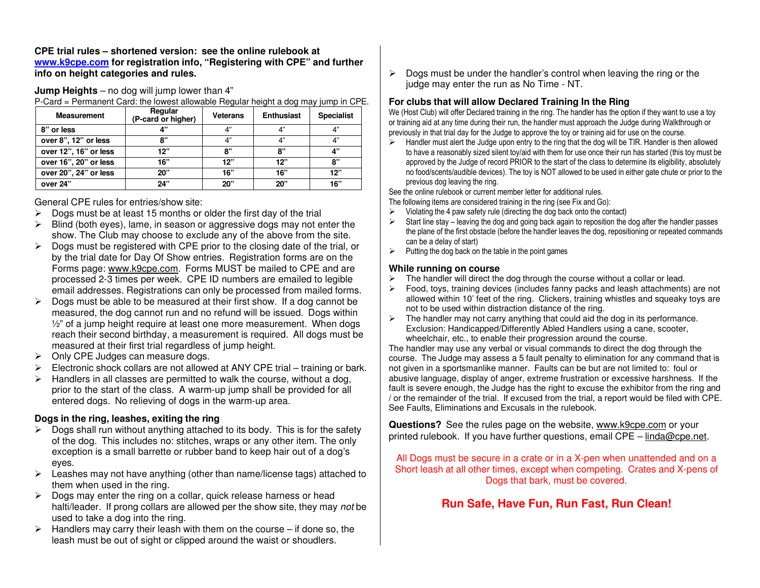**CPE trial rules – shortened version: see the online rulebook at [www.k9cpe.com](http://www.k9cpe.com) for registration info, "Registering with CPE" and further info on height categories and rules.**

**Jump Heights** – no dog will jump lower than 4"

P-Card = Permanent Card: the lowest allowable Regular height a dog may jump in CPE.

| Measurement | Regular (P-card or higher) | Veterans | Enthusiast | Specialist |
|---|---|---|---|---|
| **8" or less** | **4"** | 4" | 4" | 4" |
| **over 8", 12" or less** | **8"** | 4" | 4" | 4" |
| **over 12", 16" or less** | **12"** | **8"** | **8"** | **4"** |
| **over 16", 20" or less** | **16"** | **12"** | **12"** | **8"** |
| **over 20", 24" or less** | **20"** | **16"** | **16"** | **12"** |
| **over 24"** | **24"** | **20"** | **20"** | **16"** |

General CPE rules for entries/show site:

- Dogs must be at least 15 months or older the first day of the trial
- Blind (both eyes), lame, in season or aggressive dogs may not enter the show. The Club may choose to exclude any of the above from the site.
- Dogs must be registered with CPE prior to the closing date of the trial, or by the trial date for Day Of Show entries. Registration forms are on the Forms page: www.k9cpe.com. Forms MUST be mailed to CPE and are processed 2-3 times per week. CPE ID numbers are emailed to legible email addresses. Registrations can only be processed from mailed forms.
- Dogs must be able to be measured at their first show. If a dog cannot be measured, the dog cannot run and no refund will be issued. Dogs within ½" of a jump height require at least one more measurement. When dogs reach their second birthday, a measurement is required. All dogs must be measured at their first trial regardless of jump height.
- Only CPE Judges can measure dogs.
- Electronic shock collars are not allowed at ANY CPE trial – training or bark.
- Handlers in all classes are permitted to walk the course, without a dog, prior to the start of the class. A warm-up jump shall be provided for all entered dogs. No relieving of dogs in the warm-up area.

**Dogs in the ring, leashes, exiting the ring**

- Dogs shall run without anything attached to its body. This is for the safety of the dog. This includes no: stitches, wraps or any other item. The only exception is a small barrette or rubber band to keep hair out of a dog's eyes.
- Leashes may not have anything (other than name/license tags) attached to them when used in the ring.
- Dogs may enter the ring on a collar, quick release harness or head halti/leader. If prong collars are allowed per the show site, they may *not* be used to take a dog into the ring.
- Handlers may carry their leash with them on the course – if done so, the leash must be out of sight or clipped around the waist or shoulders.
- Dogs must be under the handler's control when leaving the ring or the judge may enter the run as No Time - NT.

**For clubs that will allow Declared Training In the Ring**

We (Host Club) will offer Declared training in the ring. The handler has the option if they want to use a toy or training aid at any time during their run, the handler must approach the Judge during Walkthrough or previously in that trial day for the Judge to approve the toy or training aid for use on the course.

- Handler must alert the Judge upon entry to the ring that the dog will be TIR. Handler is then allowed to have a reasonably sized silent toy/aid with them for use once their run has started (this toy must be approved by the Judge of record PRIOR to the start of the class to determine its eligibility, absolutely no food/scents/audible devices). The toy is NOT allowed to be used in either gate chute or prior to the previous dog leaving the ring.

See the online rulebook or current member letter for additional rules.

The following items *are* considered training in the ring (see Fix and Go):

- Violating the 4 paw safety rule (directing the dog back onto the contact)
- Start line stay – leaving the dog and going back again to reposition the dog after the handler passes the plane of the first obstacle (before the handler leaves the dog, repositioning or repeated commands can be a delay of start)
- Putting the dog back on the table in the point games

**While running on course**

- The handler will direct the dog through the course without a collar or lead.
- Food, toys, training devices (includes fanny packs and leash attachments) are not allowed within 10' feet of the ring. Clickers, training whistles and squeaky toys are not to be used within distraction distance of the ring.
- The handler may not carry anything that could aid the dog in its performance. Exclusion: Handicapped/Differently Abled Handlers using a cane, scooter, wheelchair, etc., to enable their progression around the course.

The handler may use any verbal or visual commands to direct the dog through the course. The Judge may assess a 5 fault penalty to elimination for any command that is not given in a sportsmanlike manner. Faults can be but are not limited to: foul or abusive language, display of anger, extreme frustration or excessive harshness. If the fault is severe enough, the Judge has the right to excuse the exhibitor from the ring and / or the remainder of the trial. If excused from the trial, a report would be filed with CPE. See Faults, Eliminations and Excusals in the rulebook.

**Questions?** See the rules page on the website, www.k9cpe.com or your printed rulebook. If you have further questions, email CPE – linda@cpe.net.

All Dogs must be secure in a crate or in a X-pen when unattended and on a Short leash at all other times, except when competing. Crates and X-pens of Dogs that bark, must be covered.

**Run Safe, Have Fun, Run Fast, Run Clean!**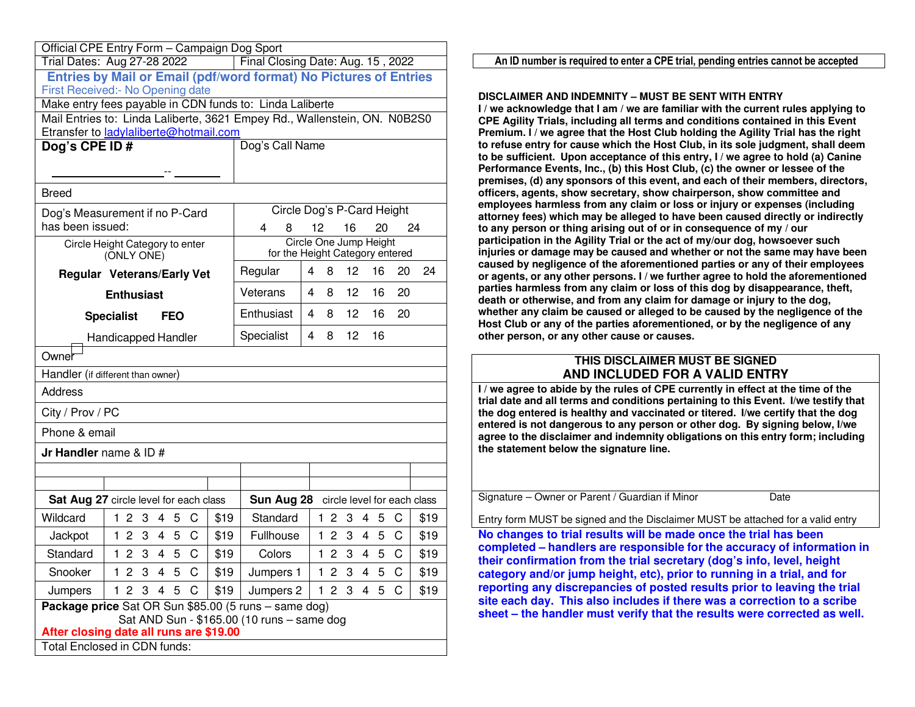Official CPE Entry Form – Campaign Dog Sport

| Trial Dates: Aug 27-28 2022 | Final Closing Date: Aug. 15 , 2022 |
|---|---|

**Entries by Mail or Email (pdf/word format) No Pictures of Entries**
First Received:- No Opening date

Make entry fees payable in CDN funds to: Linda Laliberte

Mail Entries to: Linda Laliberte, 3621 Empey Rd., Wallenstein, ON. N0B2S0
Etransfer to ladylaliberte@hotmail.com

| **Dog's CPE ID #** ________________-- _______ | Dog's Call Name |
|---|---|

Breed

| Dog's Measurement if no P-Card has been issued: | Circle Dog's P-Card Height 4 8 12 16 20 24 |
|---|---|

| Circle Height Category to enter (ONLY ONE) | Circle One Jump Height for the Height Category entered | | | | | | |
|---|---|---|---|---|---|---|---|
| **Regular Veterans/Early Vet** | Regular | 4 | 8 | 12 | 16 | 20 | 24 |
| **Enthusiast** | Veterans | 4 | 8 | 12 | 16 | 20 | |
| **Specialist FEO** | Enthusiast | 4 | 8 | 12 | 16 | 20 | |
| Handicapped Handler | Specialist | 4 | 8 | 12 | 16 | | |

Owner

Handler (if different than owner)

Address

City / Prov / PC

Phone & email

**Jr Handler** name & ID #

| **Sat Aug 27** circle level for each class | | | **Sun Aug 28** circle level for each class | | |
|---|---|---|---|---|---|
| Wildcard | 1 2 3 4 5 C | $19 | Standard | 1 2 3 4 5 C | $19 |
| Jackpot | 1 2 3 4 5 C | $19 | Fullhouse | 1 2 3 4 5 C | $19 |
| Standard | 1 2 3 4 5 C | $19 | Colors | 1 2 3 4 5 C | $19 |
| Snooker | 1 2 3 4 5 C | $19 | Jumpers 1 | 1 2 3 4 5 C | $19 |
| Jumpers | 1 2 3 4 5 C | $19 | Jumpers 2 | 1 2 3 4 5 C | $19 |

**Package price** Sat OR Sun $85.00 (5 runs – same dog)
Sat AND Sun - $165.00 (10 runs – same dog

**After closing date all runs are $19.00**

Total Enclosed in CDN funds:

**An ID number is required to enter a CPE trial, pending entries cannot be accepted**

**DISCLAIMER AND INDEMNITY – MUST BE SENT WITH ENTRY**

**I / we acknowledge that I am / we are familiar with the current rules applying to CPE Agility Trials, including all terms and conditions contained in this Event Premium. I / we agree that the Host Club holding the Agility Trial has the right to refuse entry for cause which the Host Club, in its sole judgment, shall deem to be sufficient. Upon acceptance of this entry, I / we agree to hold (a) Canine Performance Events, Inc., (b) this Host Club, (c) the owner or lessee of the premises, (d) any sponsors of this event, and each of their members, directors, officers, agents, show secretary, show chairperson, show committee and employees harmless from any claim or loss or injury or expenses (including attorney fees) which may be alleged to have been caused directly or indirectly to any person or thing arising out of or in consequence of my / our participation in the Agility Trial or the act of my/our dog, howsoever such injuries or damage may be caused and whether or not the same may have been caused by negligence of the aforementioned parties or any of their employees or agents, or any other persons. I / we further agree to hold the aforementioned parties harmless from any claim or loss of this dog by disappearance, theft, death or otherwise, and from any claim for damage or injury to the dog, whether any claim be caused or alleged to be caused by the negligence of the Host Club or any of the parties aforementioned, or by the negligence of any other person, or any other cause or causes.**

**THIS DISCLAIMER MUST BE SIGNED AND INCLUDED FOR A VALID ENTRY**

**I / we agree to abide by the rules of CPE currently in effect at the time of the trial date and all terms and conditions pertaining to this Event. I/we testify that the dog entered is healthy and vaccinated or titered. I/we certify that the dog entered is not dangerous to any person or other dog. By signing below, I/we agree to the disclaimer and indemnity obligations on this entry form; including the statement below the signature line.**

Signature – Owner or Parent / Guardian if Minor Date

Entry form MUST be signed and the Disclaimer MUST be attached for a valid entry

**No changes to trial results will be made once the trial has been completed – handlers are responsible for the accuracy of information in their confirmation from the trial secretary (dog's info, level, height category and/or jump height, etc), prior to running in a trial, and for reporting any discrepancies of posted results prior to leaving the trial site each day. This also includes if there was a correction to a scribe sheet – the handler must verify that the results were corrected as well.**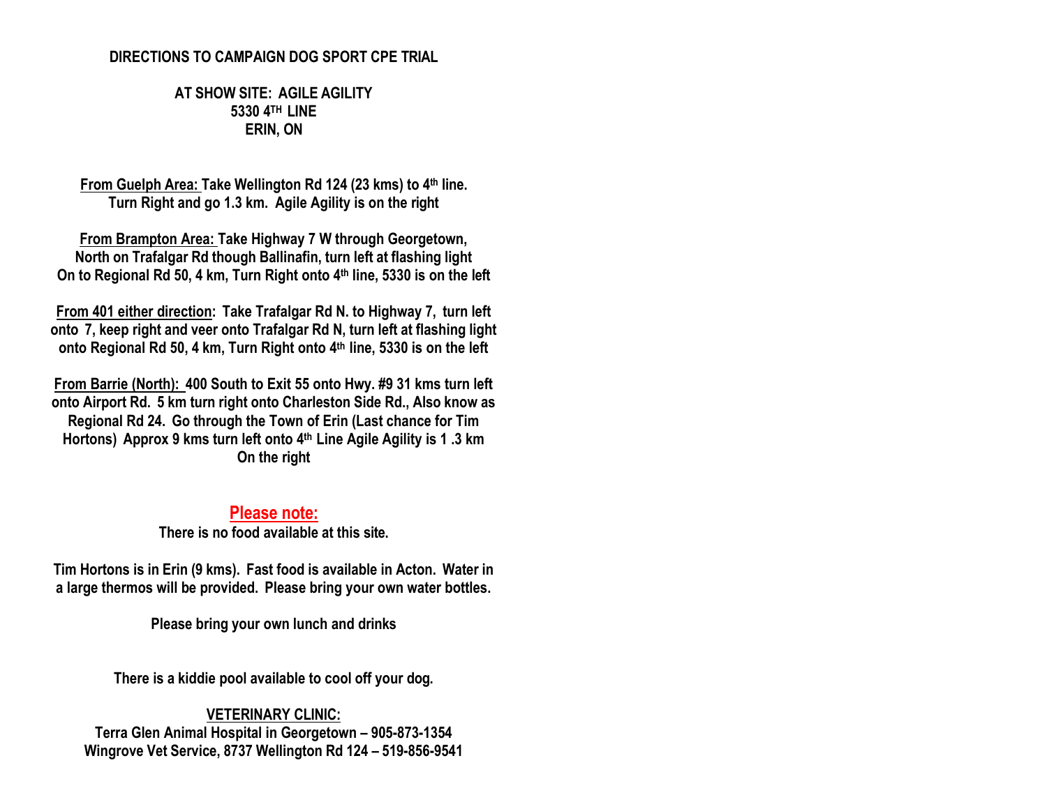**DIRECTIONS TO CAMPAIGN DOG SPORT CPE TRIAL**

**AT SHOW SITE: AGILE AGILITY**
**5330 4TH LINE**
**ERIN, ON**

**From Guelph Area:** Take Wellington Rd 124 (23 kms) to 4th line. Turn Right and go 1.3 km. Agile Agility is on the right

**From Brampton Area:** Take Highway 7 W through Georgetown, North on Trafalgar Rd though Ballinafin, turn left at flashing light On to Regional Rd 50, 4 km, Turn Right onto 4th line, 5330 is on the left

**From 401 either direction:** Take Trafalgar Rd N. to Highway 7, turn left onto 7, keep right and veer onto Trafalgar Rd N, turn left at flashing light onto Regional Rd 50, 4 km, Turn Right onto 4th line, 5330 is on the left

**From Barrie (North):** 400 South to Exit 55 onto Hwy. #9 31 kms turn left onto Airport Rd. 5 km turn right onto Charleston Side Rd., Also know as Regional Rd 24. Go through the Town of Erin (Last chance for Tim Hortons) Approx 9 kms turn left onto 4th Line Agile Agility is 1 .3 km On the right

**Please note:**

There is no food available at this site.

Tim Hortons is in Erin (9 kms). Fast food is available in Acton. Water in a large thermos will be provided. Please bring your own water bottles.

Please bring your own lunch and drinks

There is a kiddie pool available to cool off your dog.

**VETERINARY CLINIC:**

Terra Glen Animal Hospital in Georgetown – 905-873-1354
Wingrove Vet Service, 8737 Wellington Rd 124 – 519-856-9541